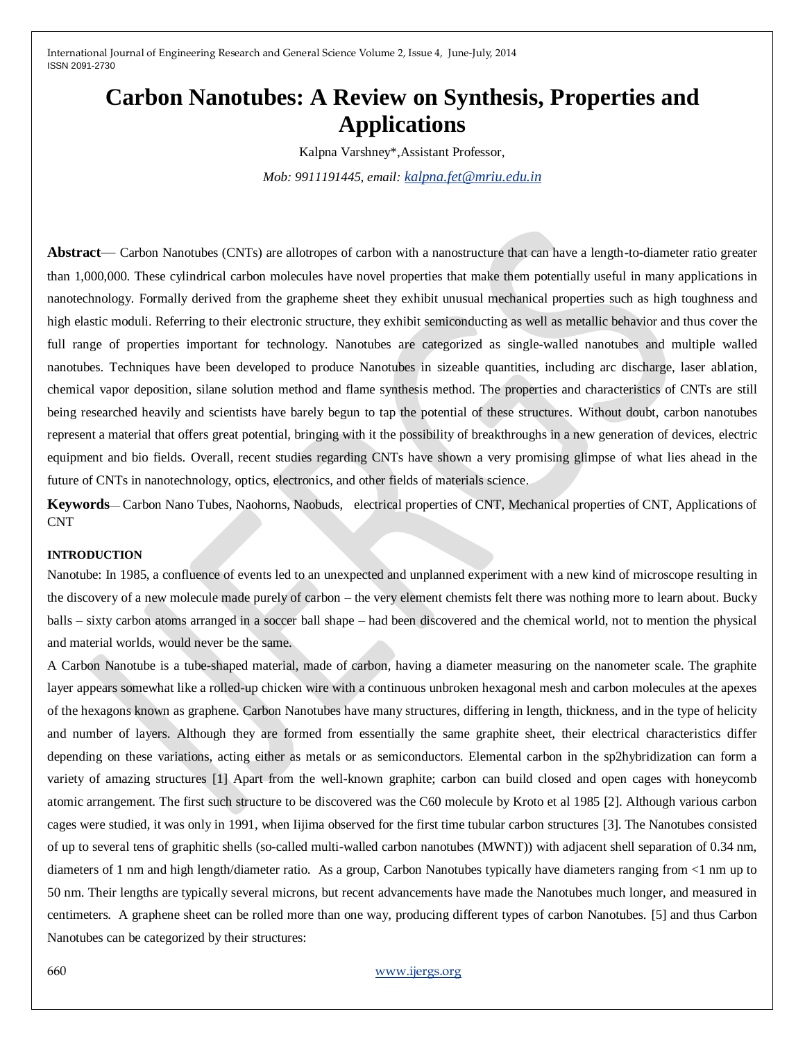# Carbon Nanotubes: A Review on Synthesis, Properties and Applications

Kalpna Varshney*,Assistant Professor,

*Mob: 9911191445, email: kalpna.fet@mriu.edu.in*

**Abstract**— Carbon Nanotubes (CNTs) are allotropes of carbon with a nanostructure that can have a length-to-diameter ratio greater than 1,000,000. These cylindrical carbon molecules have novel properties that make them potentially useful in many applications in nanotechnology. Formally derived from the grapheme sheet they exhibit unusual mechanical properties such as high toughness and high elastic moduli. Referring to their electronic structure, they exhibit semiconducting as well as metallic behavior and thus cover the full range of properties important for technology. Nanotubes are categorized as single-walled nanotubes and multiple walled nanotubes. Techniques have been developed to produce Nanotubes in sizeable quantities, including arc discharge, laser ablation, chemical vapor deposition, silane solution method and flame synthesis method. The properties and characteristics of CNTs are still being researched heavily and scientists have barely begun to tap the potential of these structures. Without doubt, carbon nanotubes represent a material that offers great potential, bringing with it the possibility of breakthroughs in a new generation of devices, electric equipment and bio fields. Overall, recent studies regarding CNTs have shown a very promising glimpse of what lies ahead in the future of CNTs in nanotechnology, optics, electronics, and other fields of materials science.

**Keywords**— Carbon Nano Tubes, Naohorns, Naobuds, electrical properties of CNT, Mechanical properties of CNT, Applications of CNT

**INTRODUCTION**

Nanotube: In 1985, a confluence of events led to an unexpected and unplanned experiment with a new kind of microscope resulting in the discovery of a new molecule made purely of carbon – the very element chemists felt there was nothing more to learn about. Bucky balls – sixty carbon atoms arranged in a soccer ball shape – had been discovered and the chemical world, not to mention the physical and material worlds, would never be the same.

A Carbon Nanotube is a tube-shaped material, made of carbon, having a diameter measuring on the nanometer scale. The graphite layer appears somewhat like a rolled-up chicken wire with a continuous unbroken hexagonal mesh and carbon molecules at the apexes of the hexagons known as graphene. Carbon Nanotubes have many structures, differing in length, thickness, and in the type of helicity and number of layers. Although they are formed from essentially the same graphite sheet, their electrical characteristics differ depending on these variations, acting either as metals or as semiconductors. Elemental carbon in the sp2hybridization can form a variety of amazing structures [1] Apart from the well-known graphite; carbon can build closed and open cages with honeycomb atomic arrangement. The first such structure to be discovered was the C60 molecule by Kroto et al 1985 [2]. Although various carbon cages were studied, it was only in 1991, when Iijima observed for the first time tubular carbon structures [3]. The Nanotubes consisted of up to several tens of graphitic shells (so-called multi-walled carbon nanotubes (MWNT)) with adjacent shell separation of 0.34 nm, diameters of 1 nm and high length/diameter ratio. As a group, Carbon Nanotubes typically have diameters ranging from <1 nm up to 50 nm. Their lengths are typically several microns, but recent advancements have made the Nanotubes much longer, and measured in centimeters. A graphene sheet can be rolled more than one way, producing different types of carbon Nanotubes. [5] and thus Carbon Nanotubes can be categorized by their structures: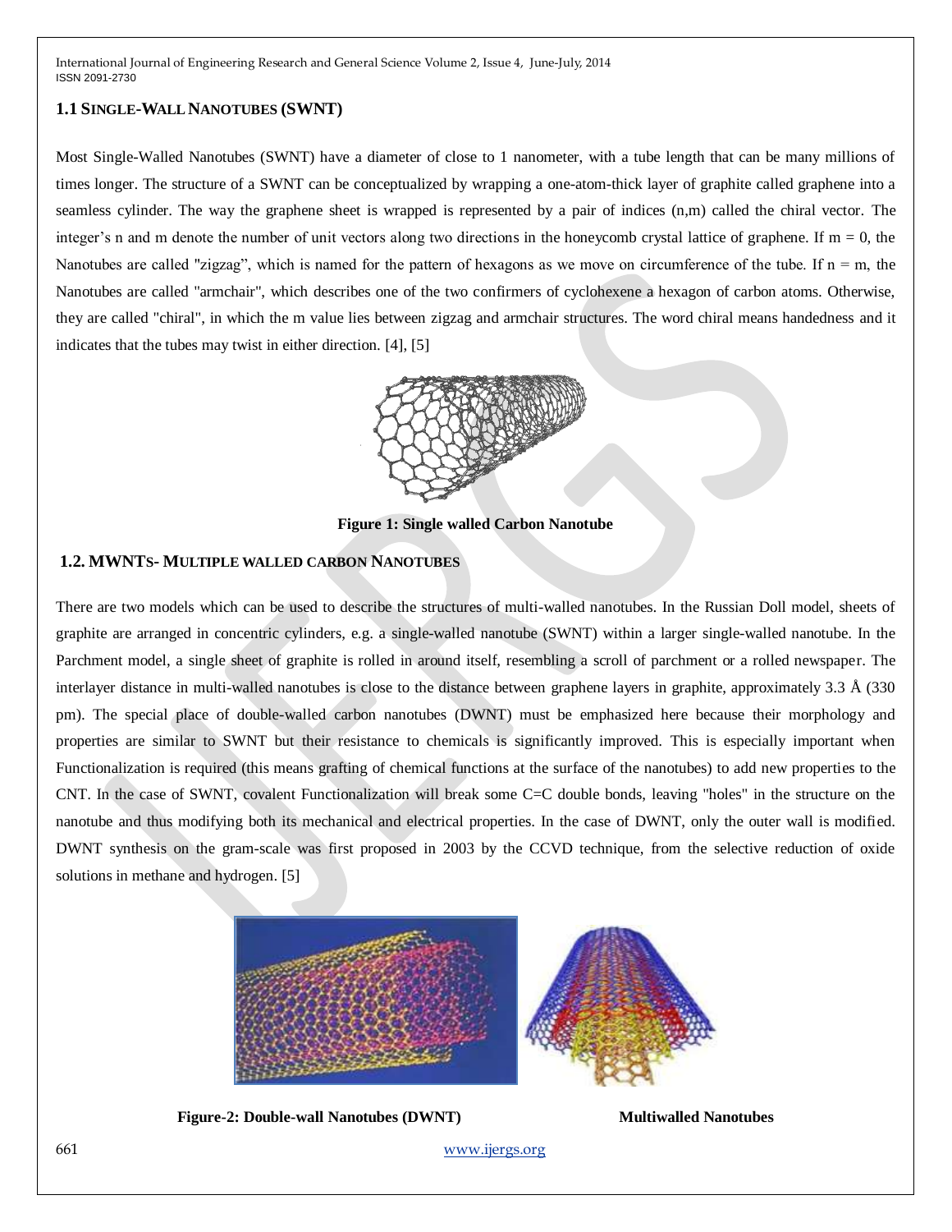### 1.1 SINGLE-WALL NANOTUBES (SWNT)

Most Single-Walled Nanotubes (SWNT) have a diameter of close to 1 nanometer, with a tube length that can be many millions of times longer. The structure of a SWNT can be conceptualized by wrapping a one-atom-thick layer of graphite called graphene into a seamless cylinder. The way the graphene sheet is wrapped is represented by a pair of indices (n,m) called the chiral vector. The integer's n and m denote the number of unit vectors along two directions in the honeycomb crystal lattice of graphene. If $m = 0$, the Nanotubes are called "zigzag", which is named for the pattern of hexagons as we move on circumference of the tube. If $n = m$, the Nanotubes are called "armchair", which describes one of the two confirmers of cyclohexene a hexagon of carbon atoms. Otherwise, they are called "chiral", in which the m value lies between zigzag and armchair structures. The word chiral means handedness and it indicates that the tubes may twist in either direction. [4], [5]

**Figure 1: Single walled Carbon Nanotube**

### 1.2. MWNTS- MULTIPLE WALLED CARBON NANOTUBES

There are two models which can be used to describe the structures of multi-walled nanotubes. In the Russian Doll model, sheets of graphite are arranged in concentric cylinders, e.g. a single-walled nanotube (SWNT) within a larger single-walled nanotube. In the Parchment model, a single sheet of graphite is rolled in around itself, resembling a scroll of parchment or a rolled newspaper. The interlayer distance in multi-walled nanotubes is close to the distance between graphene layers in graphite, approximately 3.3 Å (330 pm). The special place of double-walled carbon nanotubes (DWNT) must be emphasized here because their morphology and properties are similar to SWNT but their resistance to chemicals is significantly improved. This is especially important when Functionalization is required (this means grafting of chemical functions at the surface of the nanotubes) to add new properties to the CNT. In the case of SWNT, covalent Functionalization will break some C=C double bonds, leaving "holes" in the structure on the nanotube and thus modifying both its mechanical and electrical properties. In the case of DWNT, only the outer wall is modified. DWNT synthesis on the gram-scale was first proposed in 2003 by the CCVD technique, from the selective reduction of oxide solutions in methane and hydrogen. [5]

**Figure-2: Double-wall Nanotubes (DWNT)** **Multiwalled Nanotubes**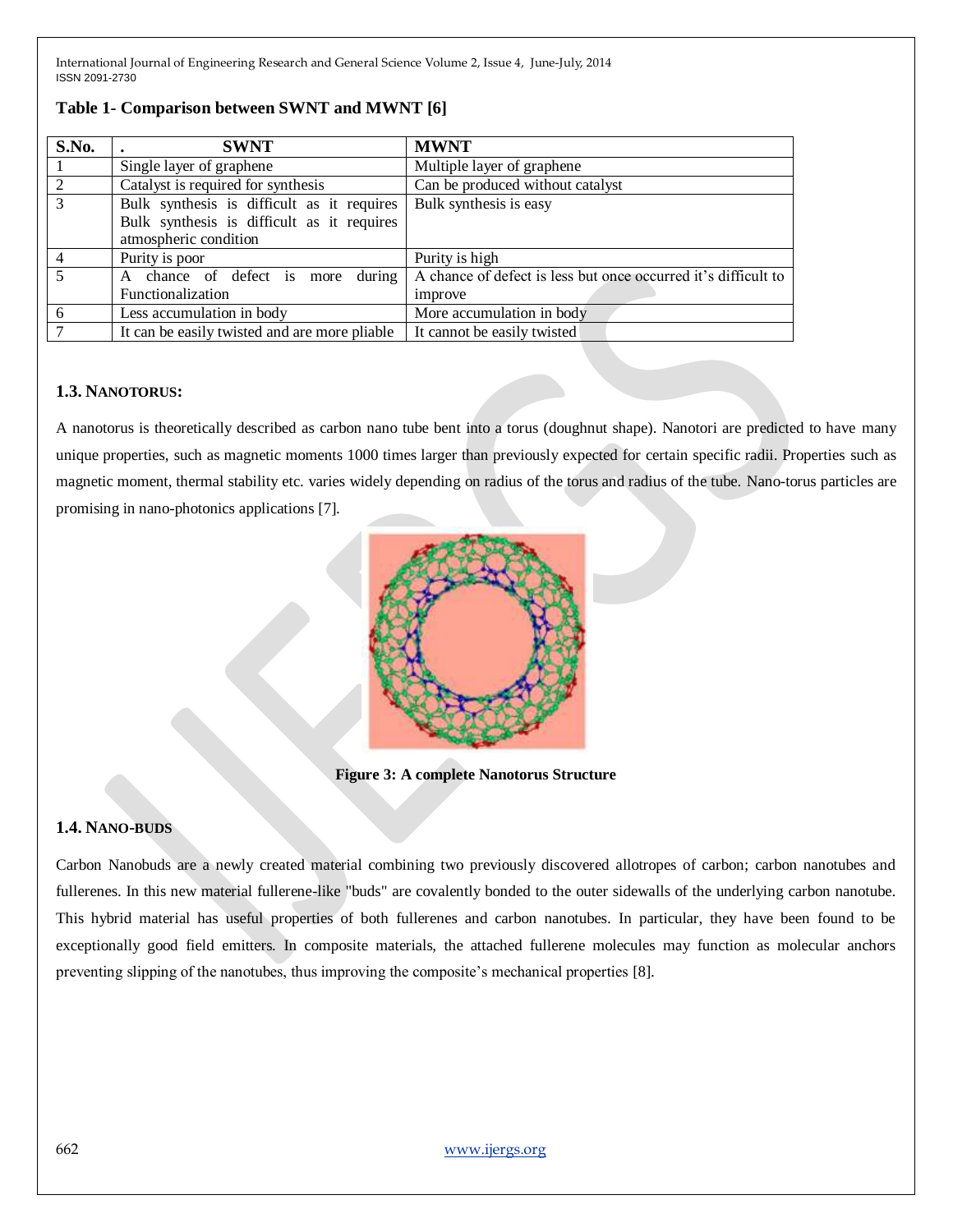**Table 1- Comparison between SWNT and MWNT [6]**

| S.No. | . SWNT | MWNT |
|---|---|---|
| 1 | Single layer of graphene | Multiple layer of graphene |
| 2 | Catalyst is required for synthesis | Can be produced without catalyst |
| 3 | Bulk synthesis is difficult as it requires Bulk synthesis is difficult as it requires atmospheric condition | Bulk synthesis is easy |
| 4 | Purity is poor | Purity is high |
| 5 | A chance of defect is more during Functionalization | A chance of defect is less but once occurred it's difficult to improve |
| 6 | Less accumulation in body | More accumulation in body |
| 7 | It can be easily twisted and are more pliable | It cannot be easily twisted |

### 1.3. NANOTORUS:

A nanotorus is theoretically described as carbon nano tube bent into a torus (doughnut shape). Nanotori are predicted to have many unique properties, such as magnetic moments 1000 times larger than previously expected for certain specific radii. Properties such as magnetic moment, thermal stability etc. varies widely depending on radius of the torus and radius of the tube. Nano-torus particles are promising in nano-photonics applications [7].

**Figure 3: A complete Nanotorus Structure**

### 1.4. NANO-BUDS

Carbon Nanobuds are a newly created material combining two previously discovered allotropes of carbon; carbon nanotubes and fullerenes. In this new material fullerene-like "buds" are covalently bonded to the outer sidewalls of the underlying carbon nanotube. This hybrid material has useful properties of both fullerenes and carbon nanotubes. In particular, they have been found to be exceptionally good field emitters. In composite materials, the attached fullerene molecules may function as molecular anchors preventing slipping of the nanotubes, thus improving the composite's mechanical properties [8].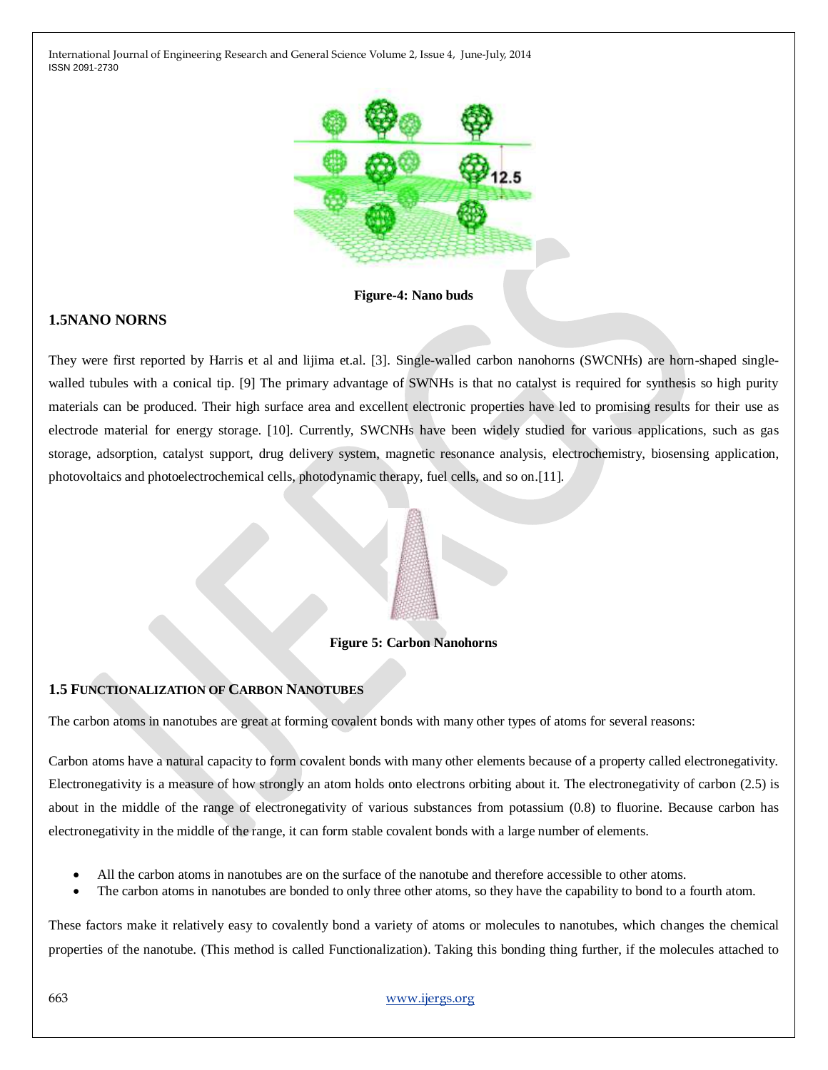Figure-4: Nano buds

## 1.5NANO NORNS

They were first reported by Harris et al and lijima et.al. [3]. Single-walled carbon nanohorns (SWCNHs) are horn-shaped single-walled tubules with a conical tip. [9] The primary advantage of SWNHs is that no catalyst is required for synthesis so high purity materials can be produced. Their high surface area and excellent electronic properties have led to promising results for their use as electrode material for energy storage. [10]. Currently, SWCNHs have been widely studied for various applications, such as gas storage, adsorption, catalyst support, drug delivery system, magnetic resonance analysis, electrochemistry, biosensing application, photovoltaics and photoelectrochemical cells, photodynamic therapy, fuel cells, and so on.[11].

Figure 5: Carbon Nanohorns

## 1.5 FUNCTIONALIZATION OF CARBON NANOTUBES

The carbon atoms in nanotubes are great at forming covalent bonds with many other types of atoms for several reasons:

Carbon atoms have a natural capacity to form covalent bonds with many other elements because of a property called electronegativity. Electronegativity is a measure of how strongly an atom holds onto electrons orbiting about it. The electronegativity of carbon (2.5) is about in the middle of the range of electronegativity of various substances from potassium (0.8) to fluorine. Because carbon has electronegativity in the middle of the range, it can form stable covalent bonds with a large number of elements.

- All the carbon atoms in nanotubes are on the surface of the nanotube and therefore accessible to other atoms.
- The carbon atoms in nanotubes are bonded to only three other atoms, so they have the capability to bond to a fourth atom.

These factors make it relatively easy to covalently bond a variety of atoms or molecules to nanotubes, which changes the chemical properties of the nanotube. (This method is called Functionalization). Taking this bonding thing further, if the molecules attached to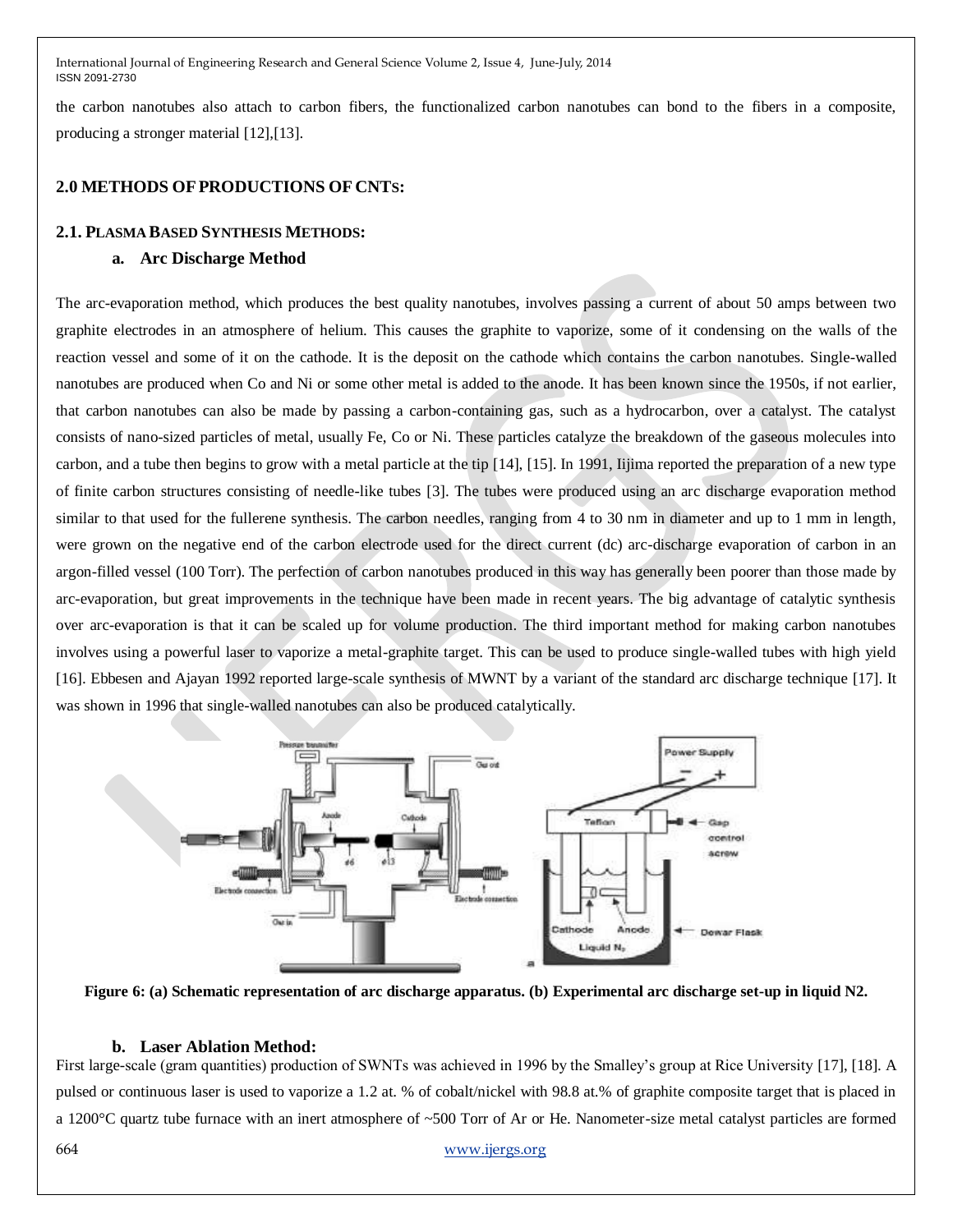the carbon nanotubes also attach to carbon fibers, the functionalized carbon nanotubes can bond to the fibers in a composite, producing a stronger material [12],[13].

## 2.0 METHODS OF PRODUCTIONS OF CNTS:

### 2.1. PLASMA BASED SYNTHESIS METHODS:

#### a. Arc Discharge Method

The arc-evaporation method, which produces the best quality nanotubes, involves passing a current of about 50 amps between two graphite electrodes in an atmosphere of helium. This causes the graphite to vaporize, some of it condensing on the walls of the reaction vessel and some of it on the cathode. It is the deposit on the cathode which contains the carbon nanotubes. Single-walled nanotubes are produced when Co and Ni or some other metal is added to the anode. It has been known since the 1950s, if not earlier, that carbon nanotubes can also be made by passing a carbon-containing gas, such as a hydrocarbon, over a catalyst. The catalyst consists of nano-sized particles of metal, usually Fe, Co or Ni. These particles catalyze the breakdown of the gaseous molecules into carbon, and a tube then begins to grow with a metal particle at the tip [14], [15]. In 1991, Iijima reported the preparation of a new type of finite carbon structures consisting of needle-like tubes [3]. The tubes were produced using an arc discharge evaporation method similar to that used for the fullerene synthesis. The carbon needles, ranging from 4 to 30 nm in diameter and up to 1 mm in length, were grown on the negative end of the carbon electrode used for the direct current (dc) arc-discharge evaporation of carbon in an argon-filled vessel (100 Torr). The perfection of carbon nanotubes produced in this way has generally been poorer than those made by arc-evaporation, but great improvements in the technique have been made in recent years. The big advantage of catalytic synthesis over arc-evaporation is that it can be scaled up for volume production. The third important method for making carbon nanotubes involves using a powerful laser to vaporize a metal-graphite target. This can be used to produce single-walled tubes with high yield [16]. Ebbesen and Ajayan 1992 reported large-scale synthesis of MWNT by a variant of the standard arc discharge technique [17]. It was shown in 1996 that single-walled nanotubes can also be produced catalytically.

**Figure 6: (a) Schematic representation of arc discharge apparatus. (b) Experimental arc discharge set-up in liquid N2.**

#### b. Laser Ablation Method:

First large-scale (gram quantities) production of SWNTs was achieved in 1996 by the Smalley's group at Rice University [17], [18]. A pulsed or continuous laser is used to vaporize a 1.2 at. % of cobalt/nickel with 98.8 at.% of graphite composite target that is placed in a 1200°C quartz tube furnace with an inert atmosphere of ~500 Torr of Ar or He. Nanometer-size metal catalyst particles are formed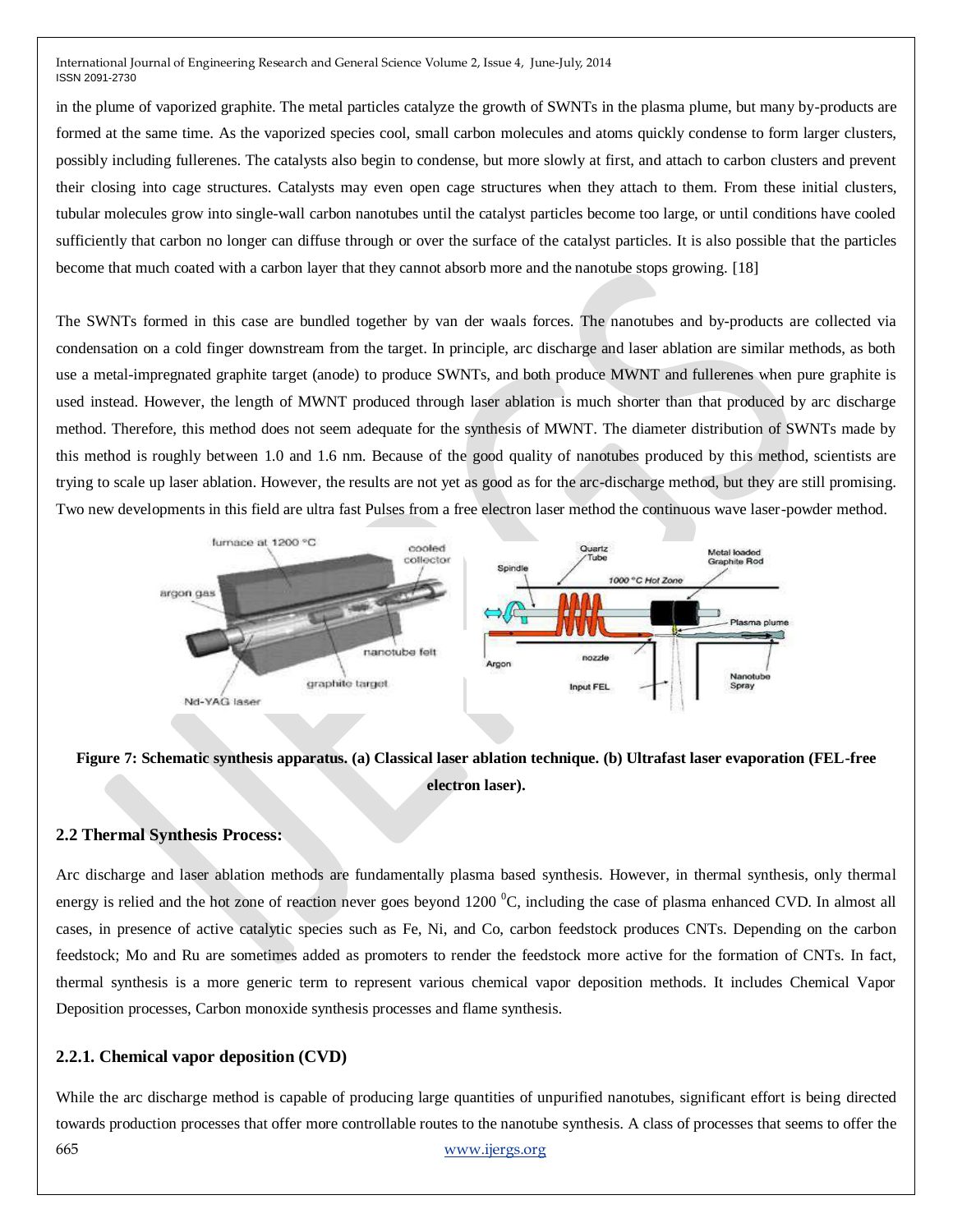in the plume of vaporized graphite. The metal particles catalyze the growth of SWNTs in the plasma plume, but many by-products are formed at the same time. As the vaporized species cool, small carbon molecules and atoms quickly condense to form larger clusters, possibly including fullerenes. The catalysts also begin to condense, but more slowly at first, and attach to carbon clusters and prevent their closing into cage structures. Catalysts may even open cage structures when they attach to them. From these initial clusters, tubular molecules grow into single-wall carbon nanotubes until the catalyst particles become too large, or until conditions have cooled sufficiently that carbon no longer can diffuse through or over the surface of the catalyst particles. It is also possible that the particles become that much coated with a carbon layer that they cannot absorb more and the nanotube stops growing. [18]

The SWNTs formed in this case are bundled together by van der waals forces. The nanotubes and by-products are collected via condensation on a cold finger downstream from the target. In principle, arc discharge and laser ablation are similar methods, as both use a metal-impregnated graphite target (anode) to produce SWNTs, and both produce MWNT and fullerenes when pure graphite is used instead. However, the length of MWNT produced through laser ablation is much shorter than that produced by arc discharge method. Therefore, this method does not seem adequate for the synthesis of MWNT. The diameter distribution of SWNTs made by this method is roughly between 1.0 and 1.6 nm. Because of the good quality of nanotubes produced by this method, scientists are trying to scale up laser ablation. However, the results are not yet as good as for the arc-discharge method, but they are still promising. Two new developments in this field are ultra fast Pulses from a free electron laser method the continuous wave laser-powder method.

**Figure 7: Schematic synthesis apparatus. (a) Classical laser ablation technique. (b) Ultrafast laser evaporation (FEL-free electron laser).**

### 2.2 Thermal Synthesis Process:

Arc discharge and laser ablation methods are fundamentally plasma based synthesis. However, in thermal synthesis, only thermal energy is relied and the hot zone of reaction never goes beyond 1200 $^0$C, including the case of plasma enhanced CVD. In almost all cases, in presence of active catalytic species such as Fe, Ni, and Co, carbon feedstock produces CNTs. Depending on the carbon feedstock; Mo and Ru are sometimes added as promoters to render the feedstock more active for the formation of CNTs. In fact, thermal synthesis is a more generic term to represent various chemical vapor deposition methods. It includes Chemical Vapor Deposition processes, Carbon monoxide synthesis processes and flame synthesis.

### 2.2.1. Chemical vapor deposition (CVD)

While the arc discharge method is capable of producing large quantities of unpurified nanotubes, significant effort is being directed towards production processes that offer more controllable routes to the nanotube synthesis. A class of processes that seems to offer the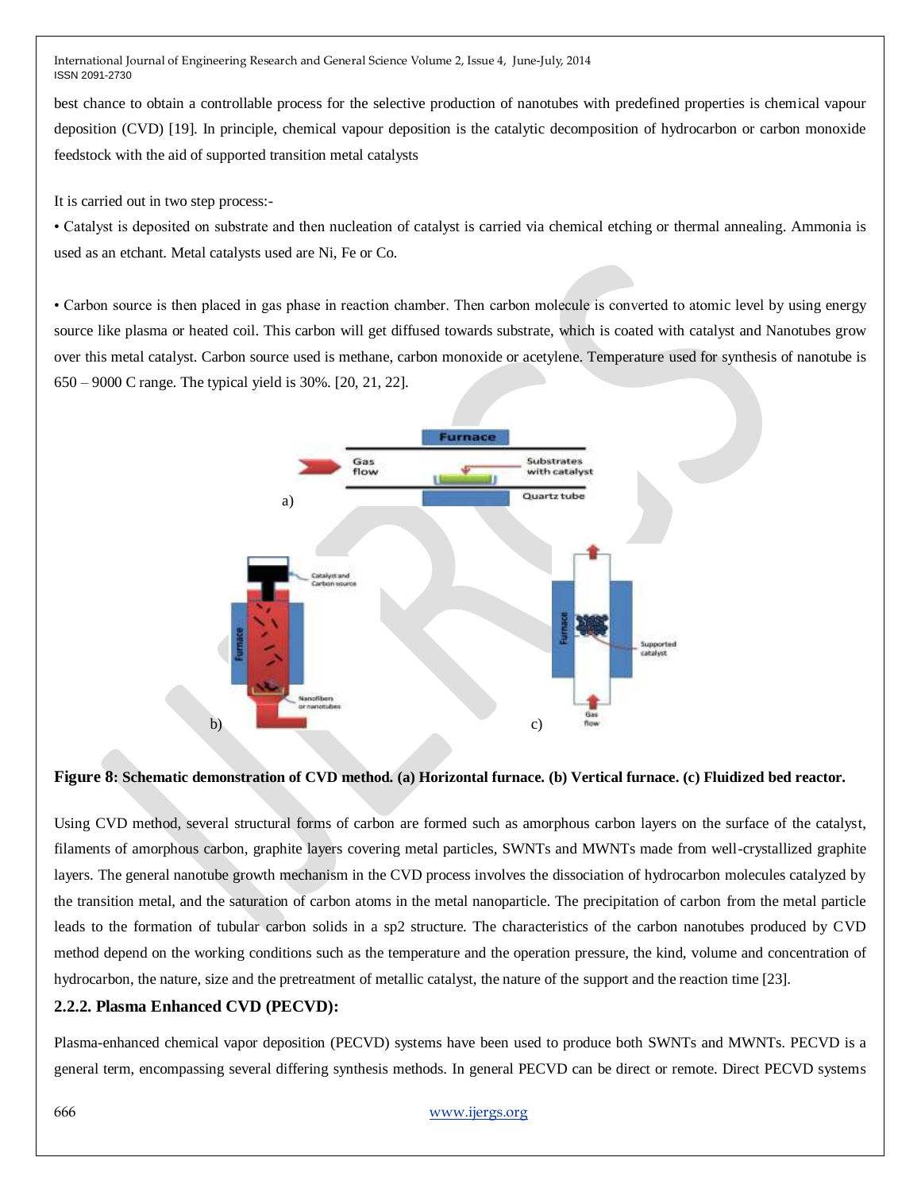best chance to obtain a controllable process for the selective production of nanotubes with predefined properties is chemical vapour deposition (CVD) [19]. In principle, chemical vapour deposition is the catalytic decomposition of hydrocarbon or carbon monoxide feedstock with the aid of supported transition metal catalysts

It is carried out in two step process:-

- Catalyst is deposited on substrate and then nucleation of catalyst is carried via chemical etching or thermal annealing. Ammonia is used as an etchant. Metal catalysts used are Ni, Fe or Co.

- Carbon source is then placed in gas phase in reaction chamber. Then carbon molecule is converted to atomic level by using energy source like plasma or heated coil. This carbon will get diffused towards substrate, which is coated with catalyst and Nanotubes grow over this metal catalyst. Carbon source used is methane, carbon monoxide or acetylene. Temperature used for synthesis of nanotube is 650 – 9000 C range. The typical yield is 30%. [20, 21, 22].

**Figure 8: Schematic demonstration of CVD method. (a) Horizontal furnace. (b) Vertical furnace. (c) Fluidized bed reactor.**

Using CVD method, several structural forms of carbon are formed such as amorphous carbon layers on the surface of the catalyst, filaments of amorphous carbon, graphite layers covering metal particles, SWNTs and MWNTs made from well-crystallized graphite layers. The general nanotube growth mechanism in the CVD process involves the dissociation of hydrocarbon molecules catalyzed by the transition metal, and the saturation of carbon atoms in the metal nanoparticle. The precipitation of carbon from the metal particle leads to the formation of tubular carbon solids in a sp2 structure. The characteristics of the carbon nanotubes produced by CVD method depend on the working conditions such as the temperature and the operation pressure, the kind, volume and concentration of hydrocarbon, the nature, size and the pretreatment of metallic catalyst, the nature of the support and the reaction time [23].

### 2.2.2. Plasma Enhanced CVD (PECVD):

Plasma-enhanced chemical vapor deposition (PECVD) systems have been used to produce both SWNTs and MWNTs. PECVD is a general term, encompassing several differing synthesis methods. In general PECVD can be direct or remote. Direct PECVD systems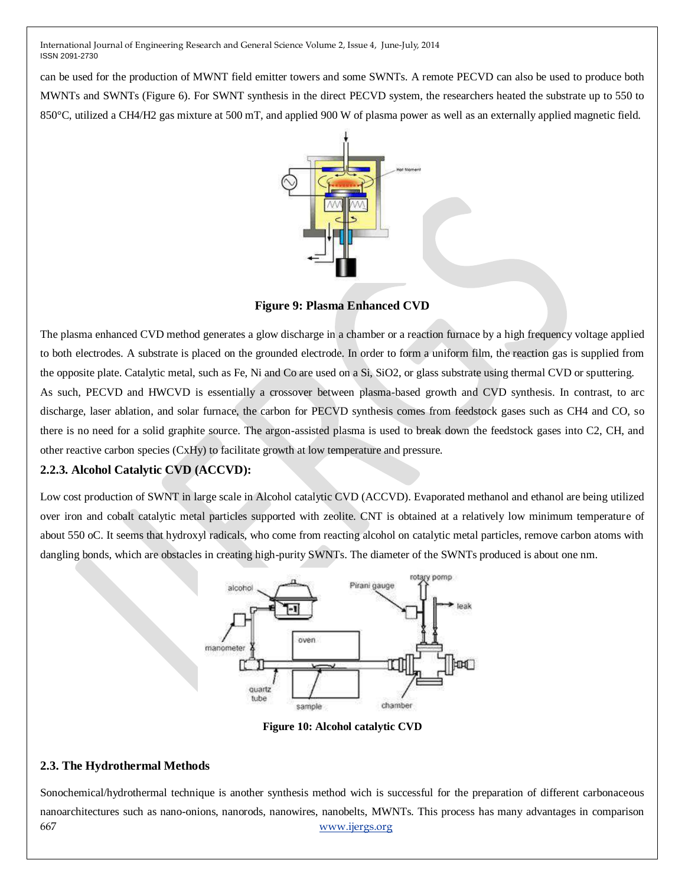can be used for the production of MWNT field emitter towers and some SWNTs. A remote PECVD can also be used to produce both MWNTs and SWNTs (Figure 6). For SWNT synthesis in the direct PECVD system, the researchers heated the substrate up to 550 to 850°C, utilized a $CH_4/H_2$ gas mixture at 500 mT, and applied 900 W of plasma power as well as an externally applied magnetic field.

**Figure 9: Plasma Enhanced CVD**

The plasma enhanced CVD method generates a glow discharge in a chamber or a reaction furnace by a high frequency voltage applied to both electrodes. A substrate is placed on the grounded electrode. In order to form a uniform film, the reaction gas is supplied from the opposite plate. Catalytic metal, such as Fe, Ni and Co are used on a Si, $SiO_2$, or glass substrate using thermal CVD or sputtering.
As such, PECVD and HWCVD is essentially a crossover between plasma-based growth and CVD synthesis. In contrast, to arc discharge, laser ablation, and solar furnace, the carbon for PECVD synthesis comes from feedstock gases such as $CH_4$ and CO, so there is no need for a solid graphite source. The argon-assisted plasma is used to break down the feedstock gases into $C_2$, CH, and other reactive carbon species ($C_xH_y$) to facilitate growth at low temperature and pressure.

### 2.2.3. Alcohol Catalytic CVD (ACCVD):

Low cost production of SWNT in large scale in Alcohol catalytic CVD (ACCVD). Evaporated methanol and ethanol are being utilized over iron and cobalt catalytic metal particles supported with zeolite. CNT is obtained at a relatively low minimum temperature of about 550 oC. It seems that hydroxyl radicals, who come from reacting alcohol on catalytic metal particles, remove carbon atoms with dangling bonds, which are obstacles in creating high-purity SWNTs. The diameter of the SWNTs produced is about one nm.

**Figure 10: Alcohol catalytic CVD**

## 2.3. The Hydrothermal Methods

Sonochemical/hydrothermal technique is another synthesis method wich is successful for the preparation of different carbonaceous nanoarchitectures such as nano-onions, nanorods, nanowires, nanobelts, MWNTs. This process has many advantages in comparison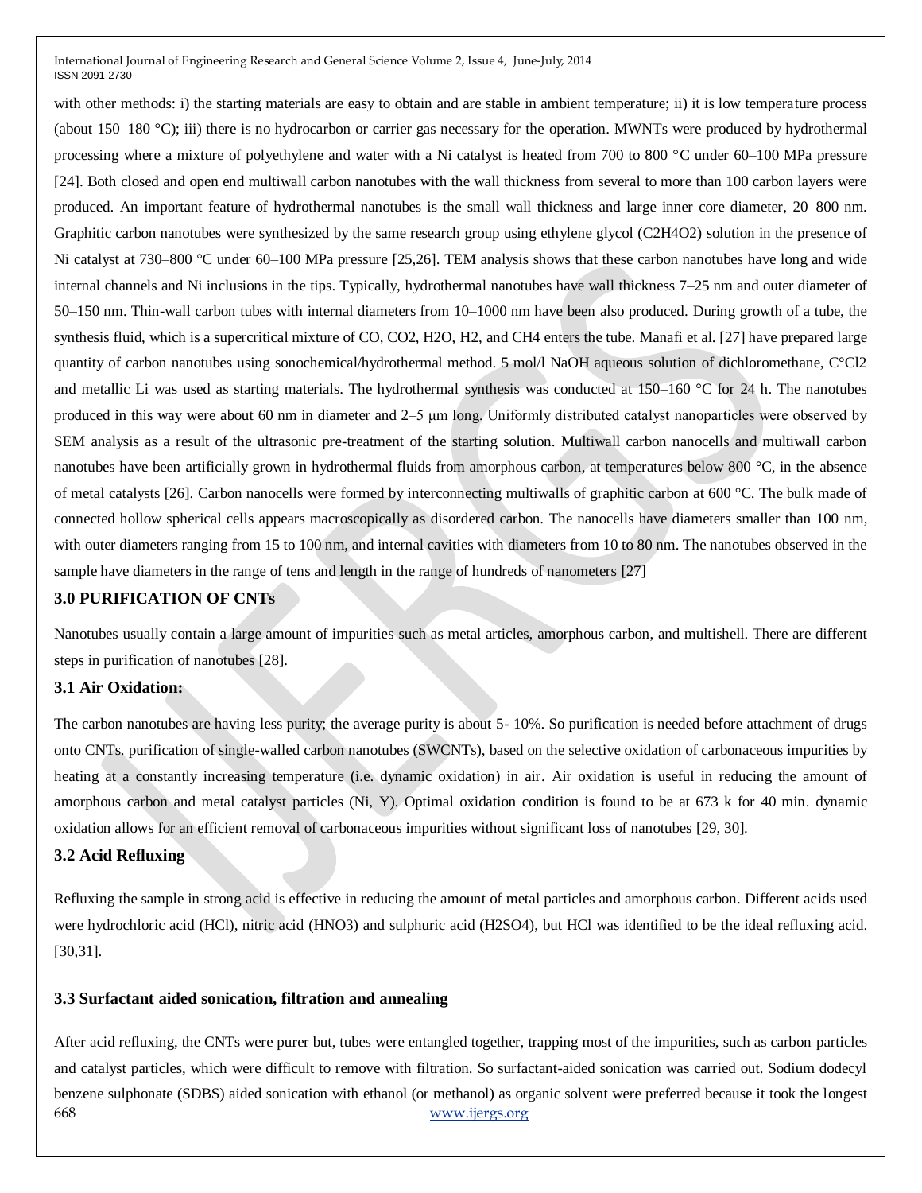with other methods: i) the starting materials are easy to obtain and are stable in ambient temperature; ii) it is low temperature process (about 150–180 °C); iii) there is no hydrocarbon or carrier gas necessary for the operation. MWNTs were produced by hydrothermal processing where a mixture of polyethylene and water with a Ni catalyst is heated from 700 to 800 °C under 60–100 MPa pressure [24]. Both closed and open end multiwall carbon nanotubes with the wall thickness from several to more than 100 carbon layers were produced. An important feature of hydrothermal nanotubes is the small wall thickness and large inner core diameter, 20–800 nm. Graphitic carbon nanotubes were synthesized by the same research group using ethylene glycol ($C_2H_4O_2$) solution in the presence of Ni catalyst at 730–800 °C under 60–100 MPa pressure [25,26]. TEM analysis shows that these carbon nanotubes have long and wide internal channels and Ni inclusions in the tips. Typically, hydrothermal nanotubes have wall thickness 7–25 nm and outer diameter of 50–150 nm. Thin-wall carbon tubes with internal diameters from 10–1000 nm have been also produced. During growth of a tube, the synthesis fluid, which is a supercritical mixture of CO, $CO_2$, $H_2O$, $H_2$, and $CH_4$ enters the tube. Manafi et al. [27] have prepared large quantity of carbon nanotubes using sonochemical/hydrothermal method. 5 mol/l NaOH aqueous solution of dichloromethane, C°Cl2 and metallic Li was used as starting materials. The hydrothermal synthesis was conducted at 150–160 °C for 24 h. The nanotubes produced in this way were about 60 nm in diameter and 2–5 μm long. Uniformly distributed catalyst nanoparticles were observed by SEM analysis as a result of the ultrasonic pre-treatment of the starting solution. Multiwall carbon nanocells and multiwall carbon nanotubes have been artificially grown in hydrothermal fluids from amorphous carbon, at temperatures below 800 °C, in the absence of metal catalysts [26]. Carbon nanocells were formed by interconnecting multiwalls of graphitic carbon at 600 °C. The bulk made of connected hollow spherical cells appears macroscopically as disordered carbon. The nanocells have diameters smaller than 100 nm, with outer diameters ranging from 15 to 100 nm, and internal cavities with diameters from 10 to 80 nm. The nanotubes observed in the sample have diameters in the range of tens and length in the range of hundreds of nanometers [27]

### 3.0 PURIFICATION OF CNTs

Nanotubes usually contain a large amount of impurities such as metal articles, amorphous carbon, and multishell. There are different steps in purification of nanotubes [28].

### 3.1 Air Oxidation:

The carbon nanotubes are having less purity; the average purity is about 5- 10%. So purification is needed before attachment of drugs onto CNTs. purification of single-walled carbon nanotubes (SWCNTs), based on the selective oxidation of carbonaceous impurities by heating at a constantly increasing temperature (i.e. dynamic oxidation) in air. Air oxidation is useful in reducing the amount of amorphous carbon and metal catalyst particles (Ni, Y). Optimal oxidation condition is found to be at 673 k for 40 min. dynamic oxidation allows for an efficient removal of carbonaceous impurities without significant loss of nanotubes [29, 30].

### 3.2 Acid Refluxing

Refluxing the sample in strong acid is effective in reducing the amount of metal particles and amorphous carbon. Different acids used were hydrochloric acid (HCl), nitric acid ($HNO_3$) and sulphuric acid ($H_2SO_4$), but HCl was identified to be the ideal refluxing acid. [30,31].

### 3.3 Surfactant aided sonication, filtration and annealing

After acid refluxing, the CNTs were purer but, tubes were entangled together, trapping most of the impurities, such as carbon particles and catalyst particles, which were difficult to remove with filtration. So surfactant-aided sonication was carried out. Sodium dodecyl benzene sulphonate (SDBS) aided sonication with ethanol (or methanol) as organic solvent were preferred because it took the longest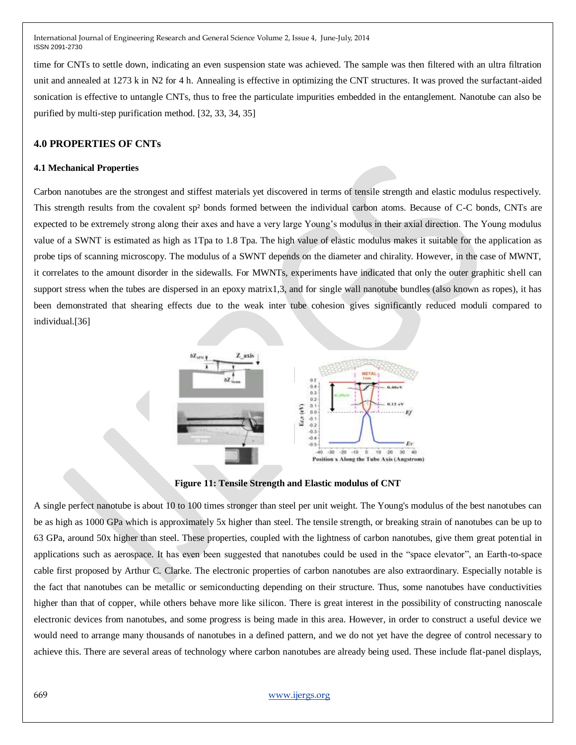time for CNTs to settle down, indicating an even suspension state was achieved. The sample was then filtered with an ultra filtration unit and annealed at 1273 k in N2 for 4 h. Annealing is effective in optimizing the CNT structures. It was proved the surfactant-aided sonication is effective to untangle CNTs, thus to free the particulate impurities embedded in the entanglement. Nanotube can also be purified by multi-step purification method. [32, 33, 34, 35]

## 4.0 PROPERTIES OF CNTs

### 4.1 Mechanical Properties

Carbon nanotubes are the strongest and stiffest materials yet discovered in terms of tensile strength and elastic modulus respectively. This strength results from the covalent $sp^2$ bonds formed between the individual carbon atoms. Because of C-C bonds, CNTs are expected to be extremely strong along their axes and have a very large Young's modulus in their axial direction. The Young modulus value of a SWNT is estimated as high as 1Tpa to 1.8 Tpa. The high value of elastic modulus makes it suitable for the application as probe tips of scanning microscopy. The modulus of a SWNT depends on the diameter and chirality. However, in the case of MWNT, it correlates to the amount disorder in the sidewalls. For MWNTs, experiments have indicated that only the outer graphitic shell can support stress when the tubes are dispersed in an epoxy matrix1,3, and for single wall nanotube bundles (also known as ropes), it has been demonstrated that shearing effects due to the weak inter tube cohesion gives significantly reduced moduli compared to individual.[36]

**Figure 11: Tensile Strength and Elastic modulus of CNT**

A single perfect nanotube is about 10 to 100 times stronger than steel per unit weight. The Young's modulus of the best nanotubes can be as high as 1000 GPa which is approximately 5x higher than steel. The tensile strength, or breaking strain of nanotubes can be up to 63 GPa, around 50x higher than steel. These properties, coupled with the lightness of carbon nanotubes, give them great potential in applications such as aerospace. It has even been suggested that nanotubes could be used in the "space elevator", an Earth-to-space cable first proposed by Arthur C. Clarke. The electronic properties of carbon nanotubes are also extraordinary. Especially notable is the fact that nanotubes can be metallic or semiconducting depending on their structure. Thus, some nanotubes have conductivities higher than that of copper, while others behave more like silicon. There is great interest in the possibility of constructing nanoscale electronic devices from nanotubes, and some progress is being made in this area. However, in order to construct a useful device we would need to arrange many thousands of nanotubes in a defined pattern, and we do not yet have the degree of control necessary to achieve this. There are several areas of technology where carbon nanotubes are already being used. These include flat-panel displays,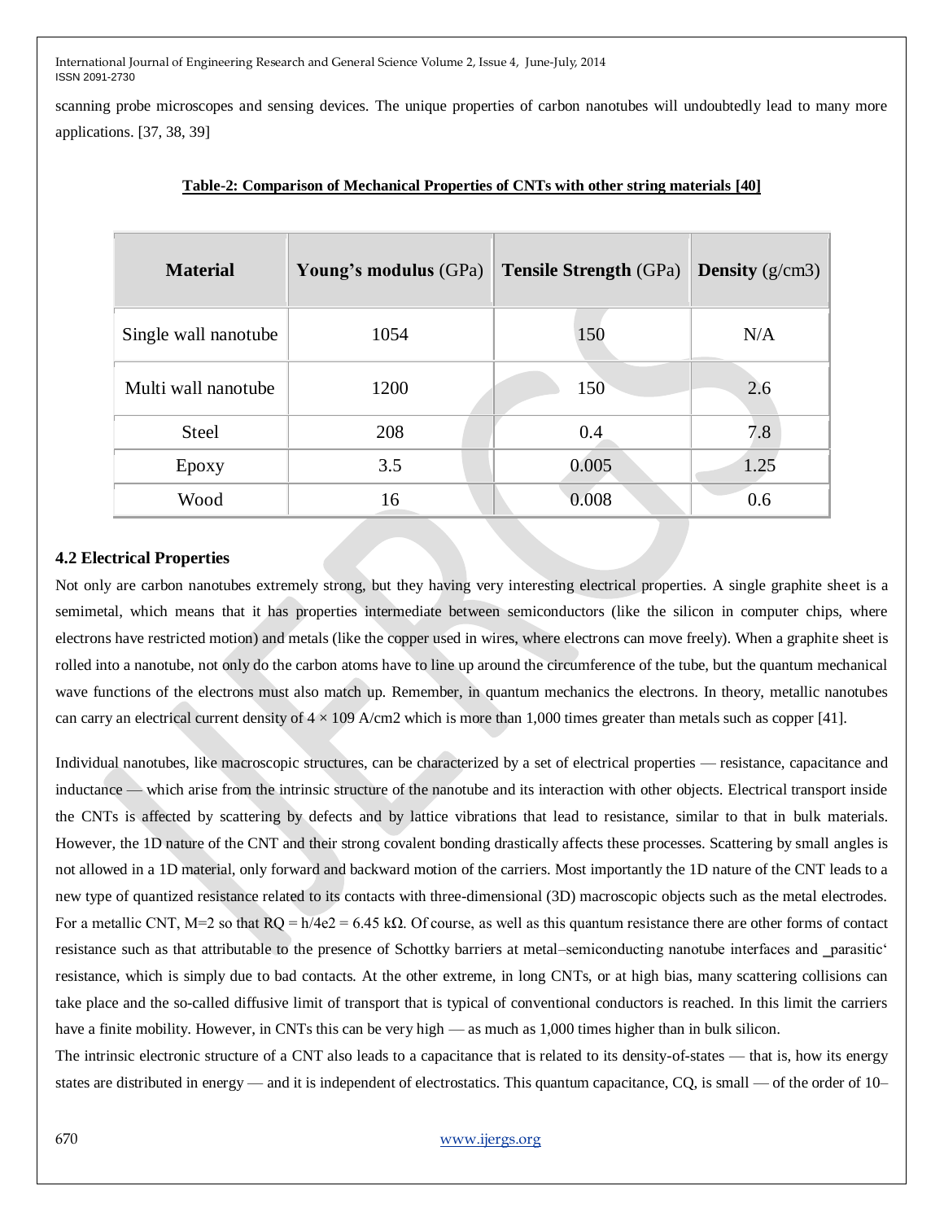scanning probe microscopes and sensing devices. The unique properties of carbon nanotubes will undoubtedly lead to many more applications. [37, 38, 39]

**Table-2: Comparison of Mechanical Properties of CNTs with other string materials [40]**

| **Material** | **Young's modulus** (GPa) | **Tensile Strength** (GPa) | **Density** (g/cm3) |
|---|---|---|---|
| Single wall nanotube | 1054 | 150 | N/A |
| Multi wall nanotube | 1200 | 150 | 2.6 |
| Steel | 208 | 0.4 | 7.8 |
| Epoxy | 3.5 | 0.005 | 1.25 |
| Wood | 16 | 0.008 | 0.6 |

### 4.2 Electrical Properties

Not only are carbon nanotubes extremely strong, but they having very interesting electrical properties. A single graphite sheet is a semimetal, which means that it has properties intermediate between semiconductors (like the silicon in computer chips, where electrons have restricted motion) and metals (like the copper used in wires, where electrons can move freely). When a graphite sheet is rolled into a nanotube, not only do the carbon atoms have to line up around the circumference of the tube, but the quantum mechanical wave functions of the electrons must also match up. Remember, in quantum mechanics the electrons. In theory, metallic nanotubes can carry an electrical current density of $4 \times 10^9$ A/cm2 which is more than 1,000 times greater than metals such as copper [41].

Individual nanotubes, like macroscopic structures, can be characterized by a set of electrical properties — resistance, capacitance and inductance — which arise from the intrinsic structure of the nanotube and its interaction with other objects. Electrical transport inside the CNTs is affected by scattering by defects and by lattice vibrations that lead to resistance, similar to that in bulk materials. However, the 1D nature of the CNT and their strong covalent bonding drastically affects these processes. Scattering by small angles is not allowed in a 1D material, only forward and backward motion of the carriers. Most importantly the 1D nature of the CNT leads to a new type of quantized resistance related to its contacts with three-dimensional (3D) macroscopic objects such as the metal electrodes. For a metallic CNT, M=2 so that $R_Q = h/4e^2 = 6.45$ kΩ. Of course, as well as this quantum resistance there are other forms of contact resistance such as that attributable to the presence of Schottky barriers at metal–semiconducting nanotube interfaces and 'parasitic' resistance, which is simply due to bad contacts. At the other extreme, in long CNTs, or at high bias, many scattering collisions can take place and the so-called diffusive limit of transport that is typical of conventional conductors is reached. In this limit the carriers have a finite mobility. However, in CNTs this can be very high — as much as 1,000 times higher than in bulk silicon.

The intrinsic electronic structure of a CNT also leads to a capacitance that is related to its density-of-states — that is, how its energy states are distributed in energy — and it is independent of electrostatics. This quantum capacitance, $C_Q$, is small — of the order of 10–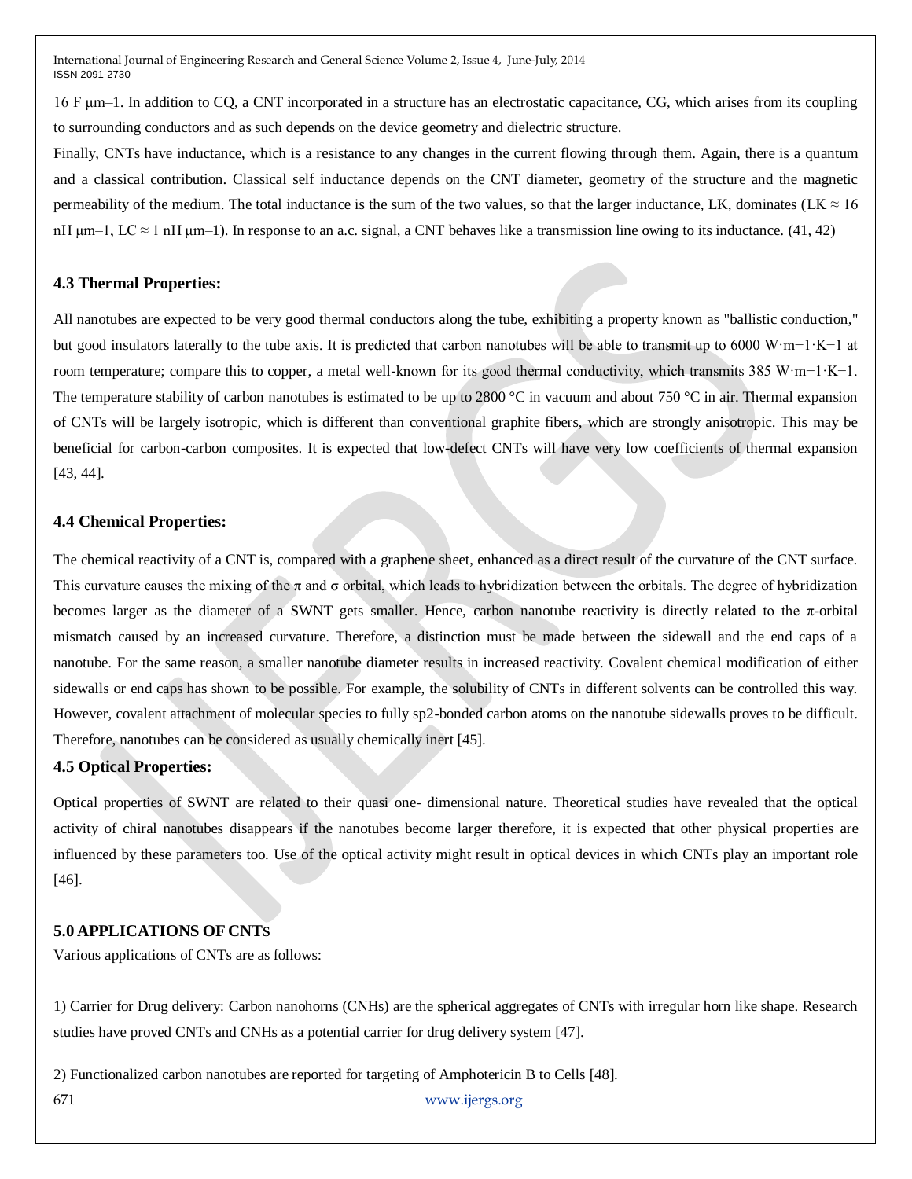16 F μm–1. In addition to CQ, a CNT incorporated in a structure has an electrostatic capacitance, CG, which arises from its coupling to surrounding conductors and as such depends on the device geometry and dielectric structure.

Finally, CNTs have inductance, which is a resistance to any changes in the current flowing through them. Again, there is a quantum and a classical contribution. Classical self inductance depends on the CNT diameter, geometry of the structure and the magnetic permeability of the medium. The total inductance is the sum of the two values, so that the larger inductance, LK, dominates (LK ≈ 16 nH μm–1, LC ≈ 1 nH μm–1). In response to an a.c. signal, a CNT behaves like a transmission line owing to its inductance. (41, 42)

### 4.3 Thermal Properties:

All nanotubes are expected to be very good thermal conductors along the tube, exhibiting a property known as "ballistic conduction," but good insulators laterally to the tube axis. It is predicted that carbon nanotubes will be able to transmit up to 6000 $W \cdot m^{-1} \cdot K^{-1}$ at room temperature; compare this to copper, a metal well-known for its good thermal conductivity, which transmits 385 $W \cdot m^{-1} \cdot K^{-1}$. The temperature stability of carbon nanotubes is estimated to be up to 2800 °C in vacuum and about 750 °C in air. Thermal expansion of CNTs will be largely isotropic, which is different than conventional graphite fibers, which are strongly anisotropic. This may be beneficial for carbon-carbon composites. It is expected that low-defect CNTs will have very low coefficients of thermal expansion [43, 44].

### 4.4 Chemical Properties:

The chemical reactivity of a CNT is, compared with a graphene sheet, enhanced as a direct result of the curvature of the CNT surface. This curvature causes the mixing of the π and σ orbital, which leads to hybridization between the orbitals. The degree of hybridization becomes larger as the diameter of a SWNT gets smaller. Hence, carbon nanotube reactivity is directly related to the π-orbital mismatch caused by an increased curvature. Therefore, a distinction must be made between the sidewall and the end caps of a nanotube. For the same reason, a smaller nanotube diameter results in increased reactivity. Covalent chemical modification of either sidewalls or end caps has shown to be possible. For example, the solubility of CNTs in different solvents can be controlled this way. However, covalent attachment of molecular species to fully $sp^2$-bonded carbon atoms on the nanotube sidewalls proves to be difficult. Therefore, nanotubes can be considered as usually chemically inert [45].

### 4.5 Optical Properties:

Optical properties of SWNT are related to their quasi one- dimensional nature. Theoretical studies have revealed that the optical activity of chiral nanotubes disappears if the nanotubes become larger therefore, it is expected that other physical properties are influenced by these parameters too. Use of the optical activity might result in optical devices in which CNTs play an important role [46].

## 5.0 APPLICATIONS OF CNTs

Various applications of CNTs are as follows:

1) Carrier for Drug delivery: Carbon nanohorns (CNHs) are the spherical aggregates of CNTs with irregular horn like shape. Research studies have proved CNTs and CNHs as a potential carrier for drug delivery system [47].

2) Functionalized carbon nanotubes are reported for targeting of Amphotericin B to Cells [48].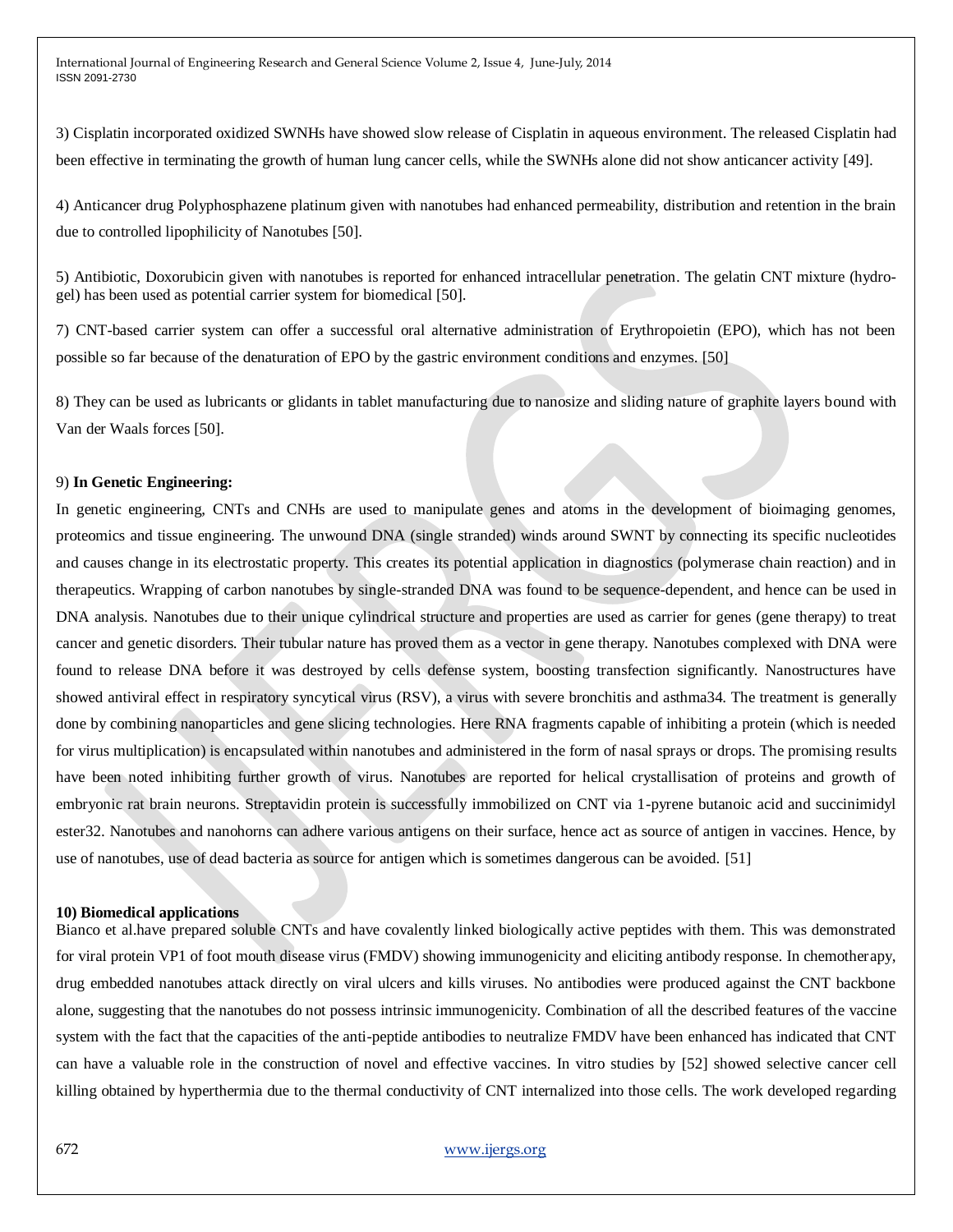3) Cisplatin incorporated oxidized SWNHs have showed slow release of Cisplatin in aqueous environment. The released Cisplatin had been effective in terminating the growth of human lung cancer cells, while the SWNHs alone did not show anticancer activity [49].

4) Anticancer drug Polyphosphazene platinum given with nanotubes had enhanced permeability, distribution and retention in the brain due to controlled lipophilicity of Nanotubes [50].

5) Antibiotic, Doxorubicin given with nanotubes is reported for enhanced intracellular penetration. The gelatin CNT mixture (hydro-gel) has been used as potential carrier system for biomedical [50].

7) CNT-based carrier system can offer a successful oral alternative administration of Erythropoietin (EPO), which has not been possible so far because of the denaturation of EPO by the gastric environment conditions and enzymes. [50]

8) They can be used as lubricants or glidants in tablet manufacturing due to nanosize and sliding nature of graphite layers bound with Van der Waals forces [50].

9) **In Genetic Engineering:**

In genetic engineering, CNTs and CNHs are used to manipulate genes and atoms in the development of bioimaging genomes, proteomics and tissue engineering. The unwound DNA (single stranded) winds around SWNT by connecting its specific nucleotides and causes change in its electrostatic property. This creates its potential application in diagnostics (polymerase chain reaction) and in therapeutics. Wrapping of carbon nanotubes by single-stranded DNA was found to be sequence-dependent, and hence can be used in DNA analysis. Nanotubes due to their unique cylindrical structure and properties are used as carrier for genes (gene therapy) to treat cancer and genetic disorders. Their tubular nature has proved them as a vector in gene therapy. Nanotubes complexed with DNA were found to release DNA before it was destroyed by cells defense system, boosting transfection significantly. Nanostructures have showed antiviral effect in respiratory syncytical virus (RSV), a virus with severe bronchitis and asthma34. The treatment is generally done by combining nanoparticles and gene slicing technologies. Here RNA fragments capable of inhibiting a protein (which is needed for virus multiplication) is encapsulated within nanotubes and administered in the form of nasal sprays or drops. The promising results have been noted inhibiting further growth of virus. Nanotubes are reported for helical crystallisation of proteins and growth of embryonic rat brain neurons. Streptavidin protein is successfully immobilized on CNT via 1-pyrene butanoic acid and succinimidyl ester32. Nanotubes and nanohorns can adhere various antigens on their surface, hence act as source of antigen in vaccines. Hence, by use of nanotubes, use of dead bacteria as source for antigen which is sometimes dangerous can be avoided. [51]

**10) Biomedical applications**

Bianco et al.have prepared soluble CNTs and have covalently linked biologically active peptides with them. This was demonstrated for viral protein VP1 of foot mouth disease virus (FMDV) showing immunogenicity and eliciting antibody response. In chemotherapy, drug embedded nanotubes attack directly on viral ulcers and kills viruses. No antibodies were produced against the CNT backbone alone, suggesting that the nanotubes do not possess intrinsic immunogenicity. Combination of all the described features of the vaccine system with the fact that the capacities of the anti-peptide antibodies to neutralize FMDV have been enhanced has indicated that CNT can have a valuable role in the construction of novel and effective vaccines. In vitro studies by [52] showed selective cancer cell killing obtained by hyperthermia due to the thermal conductivity of CNT internalized into those cells. The work developed regarding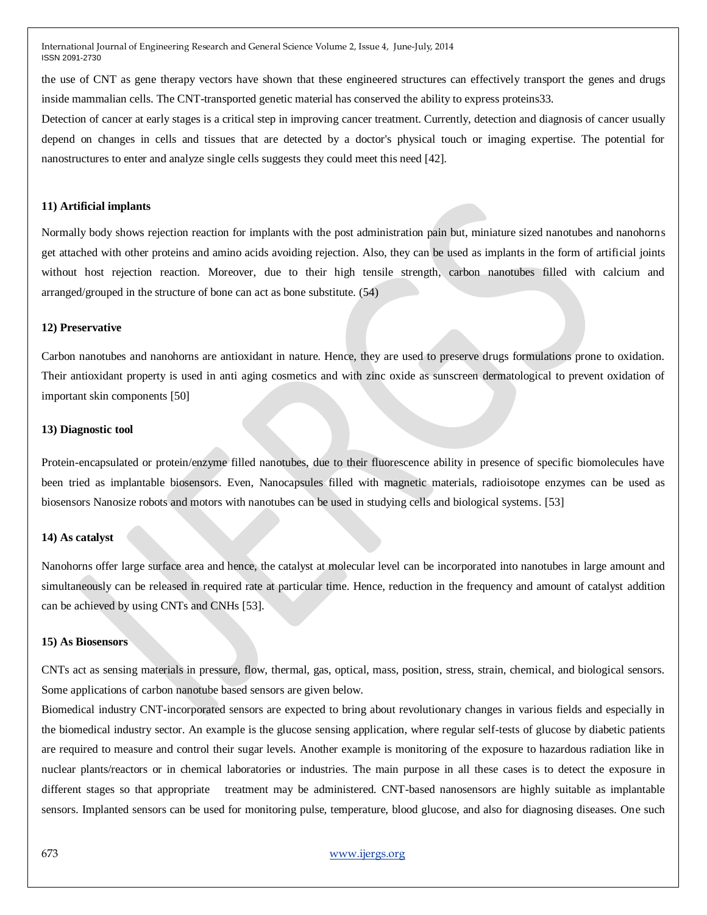the use of CNT as gene therapy vectors have shown that these engineered structures can effectively transport the genes and drugs inside mammalian cells. The CNT-transported genetic material has conserved the ability to express proteins33.

Detection of cancer at early stages is a critical step in improving cancer treatment. Currently, detection and diagnosis of cancer usually depend on changes in cells and tissues that are detected by a doctor's physical touch or imaging expertise. The potential for nanostructures to enter and analyze single cells suggests they could meet this need [42].

**11) Artificial implants**

Normally body shows rejection reaction for implants with the post administration pain but, miniature sized nanotubes and nanohorns get attached with other proteins and amino acids avoiding rejection. Also, they can be used as implants in the form of artificial joints without host rejection reaction. Moreover, due to their high tensile strength, carbon nanotubes filled with calcium and arranged/grouped in the structure of bone can act as bone substitute. (54)

**12) Preservative**

Carbon nanotubes and nanohorns are antioxidant in nature. Hence, they are used to preserve drugs formulations prone to oxidation. Their antioxidant property is used in anti aging cosmetics and with zinc oxide as sunscreen dermatological to prevent oxidation of important skin components [50]

**13) Diagnostic tool**

Protein-encapsulated or protein/enzyme filled nanotubes, due to their fluorescence ability in presence of specific biomolecules have been tried as implantable biosensors. Even, Nanocapsules filled with magnetic materials, radioisotope enzymes can be used as biosensors Nanosize robots and motors with nanotubes can be used in studying cells and biological systems. [53]

**14) As catalyst**

Nanohorns offer large surface area and hence, the catalyst at molecular level can be incorporated into nanotubes in large amount and simultaneously can be released in required rate at particular time. Hence, reduction in the frequency and amount of catalyst addition can be achieved by using CNTs and CNHs [53].

**15) As Biosensors**

CNTs act as sensing materials in pressure, flow, thermal, gas, optical, mass, position, stress, strain, chemical, and biological sensors. Some applications of carbon nanotube based sensors are given below.

Biomedical industry CNT-incorporated sensors are expected to bring about revolutionary changes in various fields and especially in the biomedical industry sector. An example is the glucose sensing application, where regular self-tests of glucose by diabetic patients are required to measure and control their sugar levels. Another example is monitoring of the exposure to hazardous radiation like in nuclear plants/reactors or in chemical laboratories or industries. The main purpose in all these cases is to detect the exposure in different stages so that appropriate treatment may be administered. CNT-based nanosensors are highly suitable as implantable sensors. Implanted sensors can be used for monitoring pulse, temperature, blood glucose, and also for diagnosing diseases. One such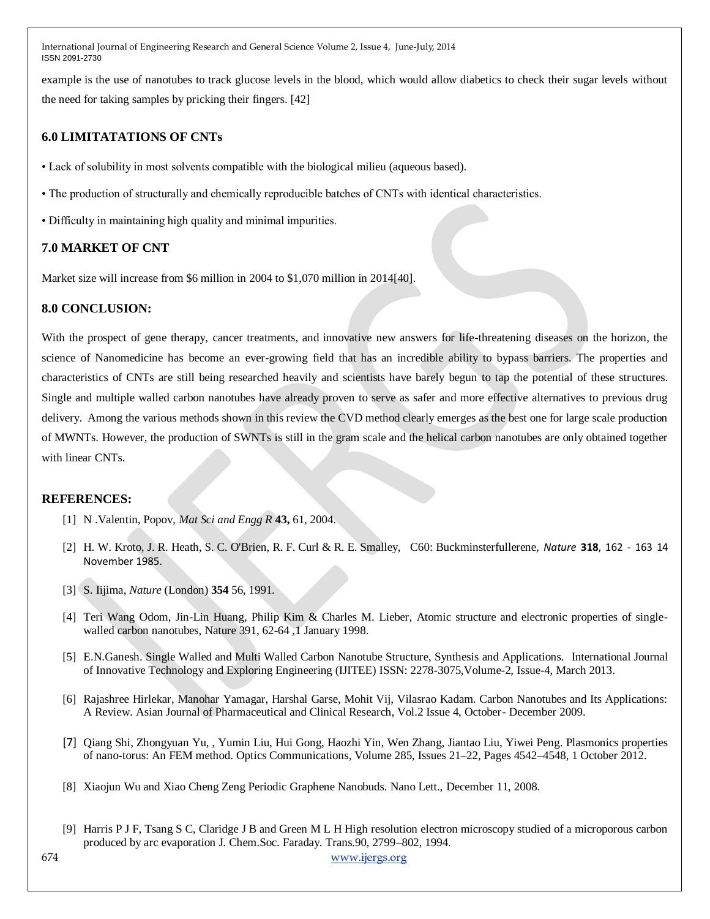example is the use of nanotubes to track glucose levels in the blood, which would allow diabetics to check their sugar levels without the need for taking samples by pricking their fingers. [42]

## 6.0 LIMITATATIONS OF CNTs

- Lack of solubility in most solvents compatible with the biological milieu (aqueous based).
- The production of structurally and chemically reproducible batches of CNTs with identical characteristics.
- Difficulty in maintaining high quality and minimal impurities.

## 7.0 MARKET OF CNT

Market size will increase from $6 million in 2004 to $1,070 million in 2014[40].

## 8.0 CONCLUSION:

With the prospect of gene therapy, cancer treatments, and innovative new answers for life-threatening diseases on the horizon, the science of Nanomedicine has become an ever-growing field that has an incredible ability to bypass barriers. The properties and characteristics of CNTs are still being researched heavily and scientists have barely begun to tap the potential of these structures. Single and multiple walled carbon nanotubes have already proven to serve as safer and more effective alternatives to previous drug delivery. Among the various methods shown in this review the CVD method clearly emerges as the best one for large scale production of MWNTs. However, the production of SWNTs is still in the gram scale and the helical carbon nanotubes are only obtained together with linear CNTs.

## REFERENCES:

[1] N .Valentin, Popov, *Mat Sci and Engg R* **43,** 61, 2004.

[2] H. W. Kroto, J. R. Heath, S. C. O'Brien, R. F. Curl & R. E. Smalley, C60: Buckminsterfullerene, *Nature* **318**, 162 - 163 14 November 1985.

[3] S. Iijima, *Nature* (London) **354** 56, 1991.

[4] Teri Wang Odom, Jin-Lin Huang, Philip Kim & Charles M. Lieber, Atomic structure and electronic properties of single-walled carbon nanotubes, Nature 391, 62-64 ,1 January 1998.

[5] E.N.Ganesh. Single Walled and Multi Walled Carbon Nanotube Structure, Synthesis and Applications. International Journal of Innovative Technology and Exploring Engineering (IJITEE) ISSN: 2278-3075,Volume-2, Issue-4, March 2013.

[6] Rajashree Hirlekar, Manohar Yamagar, Harshal Garse, Mohit Vij, Vilasrao Kadam. Carbon Nanotubes and Its Applications: A Review. Asian Journal of Pharmaceutical and Clinical Research, Vol.2 Issue 4, October- December 2009.

[7] Qiang Shi, Zhongyuan Yu, , Yumin Liu, Hui Gong, Haozhi Yin, Wen Zhang, Jiantao Liu, Yiwei Peng. Plasmonics properties of nano-torus: An FEM method. Optics Communications, Volume 285, Issues 21–22, Pages 4542–4548, 1 October 2012.

[8] Xiaojun Wu and Xiao Cheng Zeng Periodic Graphene Nanobuds. Nano Lett., December 11, 2008.

[9] Harris P J F, Tsang S C, Claridge J B and Green M L H High resolution electron microscopy studied of a microporous carbon produced by arc evaporation J. Chem.Soc. Faraday. Trans.90, 2799–802, 1994.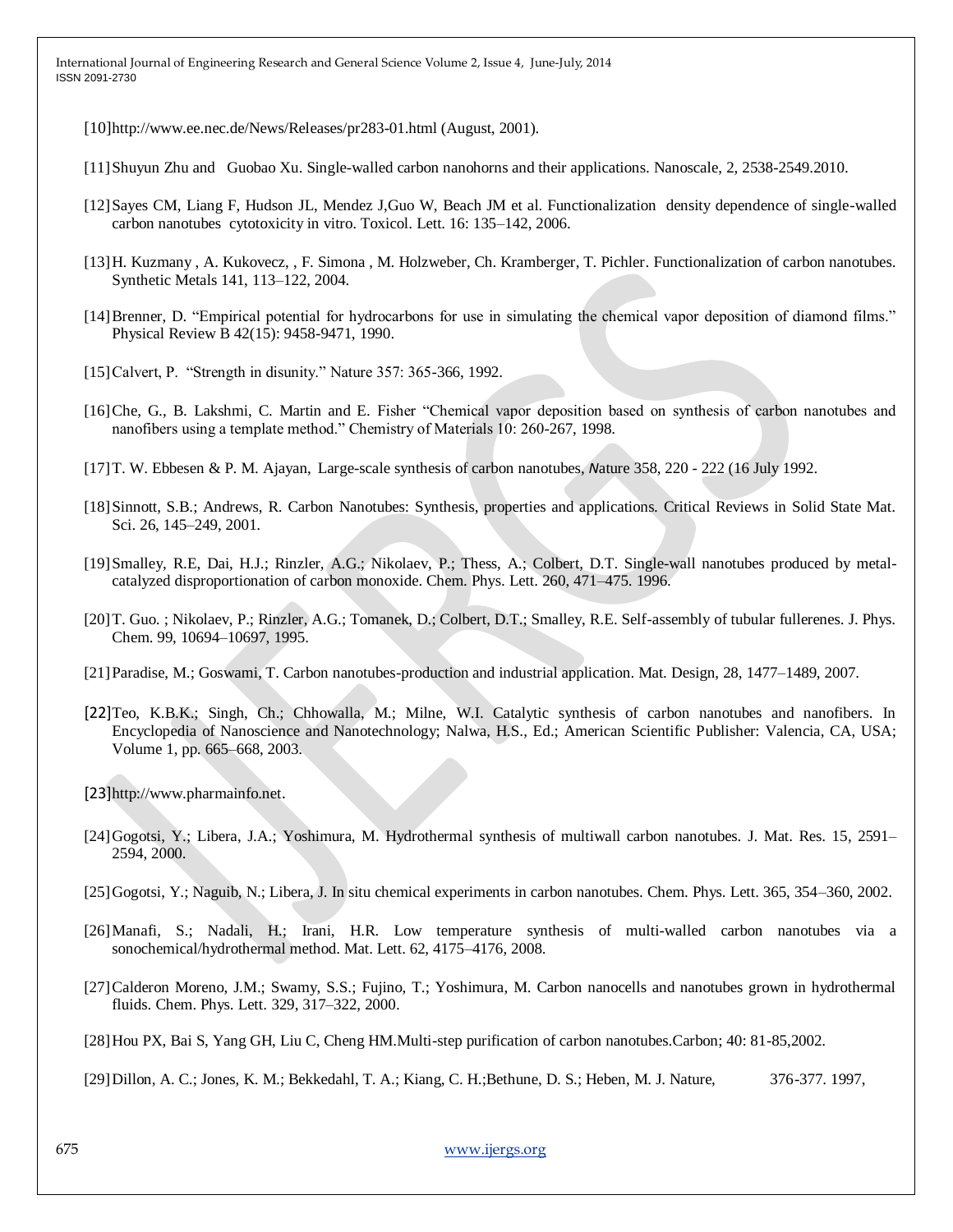[10]http://www.ee.nec.de/News/Releases/pr283-01.html (August, 2001).

[11] Shuyun Zhu and Guobao Xu. Single-walled carbon nanohorns and their applications. Nanoscale, 2, 2538-2549.2010.

[12] Sayes CM, Liang F, Hudson JL, Mendez J,Guo W, Beach JM et al. Functionalization density dependence of single-walled carbon nanotubes cytotoxicity in vitro. Toxicol. Lett. 16: 135–142, 2006.

[13] H. Kuzmany , A. Kukovecz, , F. Simona , M. Holzweber, Ch. Kramberger, T. Pichler. Functionalization of carbon nanotubes. Synthetic Metals 141, 113–122, 2004.

[14] Brenner, D. "Empirical potential for hydrocarbons for use in simulating the chemical vapor deposition of diamond films." Physical Review B 42(15): 9458-9471, 1990.

[15] Calvert, P. "Strength in disunity." Nature 357: 365-366, 1992.

[16] Che, G., B. Lakshmi, C. Martin and E. Fisher "Chemical vapor deposition based on synthesis of carbon nanotubes and nanofibers using a template method." Chemistry of Materials 10: 260-267, 1998.

[17] T. W. Ebbesen & P. M. Ajayan, Large-scale synthesis of carbon nanotubes, *N*ature 358, 220 - 222 (16 July 1992.

[18] Sinnott, S.B.; Andrews, R. Carbon Nanotubes: Synthesis, properties and applications. Critical Reviews in Solid State Mat. Sci. 26, 145–249, 2001.

[19] Smalley, R.E, Dai, H.J.; Rinzler, A.G.; Nikolaev, P.; Thess, A.; Colbert, D.T. Single-wall nanotubes produced by metal-catalyzed disproportionation of carbon monoxide. Chem. Phys. Lett. 260, 471–475. 1996.

[20] T. Guo. ; Nikolaev, P.; Rinzler, A.G.; Tomanek, D.; Colbert, D.T.; Smalley, R.E. Self-assembly of tubular fullerenes. J. Phys. Chem. 99, 10694–10697, 1995.

[21] Paradise, M.; Goswami, T. Carbon nanotubes-production and industrial application. Mat. Design, 28, 1477–1489, 2007.

[22]Teo, K.B.K.; Singh, Ch.; Chhowalla, M.; Milne, W.I. Catalytic synthesis of carbon nanotubes and nanofibers. In Encyclopedia of Nanoscience and Nanotechnology; Nalwa, H.S., Ed.; American Scientific Publisher: Valencia, CA, USA; Volume 1, pp. 665–668, 2003.

[23]http://www.pharmainfo.net.

[24] Gogotsi, Y.; Libera, J.A.; Yoshimura, M. Hydrothermal synthesis of multiwall carbon nanotubes. J. Mat. Res. 15, 2591–2594, 2000.

[25] Gogotsi, Y.; Naguib, N.; Libera, J. In situ chemical experiments in carbon nanotubes. Chem. Phys. Lett. 365, 354–360, 2002.

[26] Manafi, S.; Nadali, H.; Irani, H.R. Low temperature synthesis of multi-walled carbon nanotubes via a sonochemical/hydrothermal method. Mat. Lett. 62, 4175–4176, 2008.

[27] Calderon Moreno, J.M.; Swamy, S.S.; Fujino, T.; Yoshimura, M. Carbon nanocells and nanotubes grown in hydrothermal fluids. Chem. Phys. Lett. 329, 317–322, 2000.

[28] Hou PX, Bai S, Yang GH, Liu C, Cheng HM.Multi-step purification of carbon nanotubes.Carbon; 40: 81-85,2002.

[29] Dillon, A. C.; Jones, K. M.; Bekkedahl, T. A.; Kiang, C. H.;Bethune, D. S.; Heben, M. J. Nature, 376-377. 1997,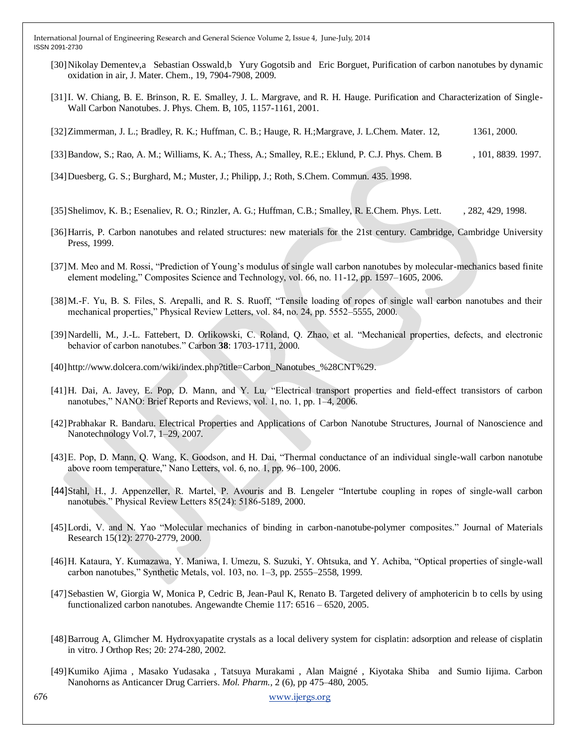[30] Nikolay Dementev,a Sebastian Osswald,b Yury Gogotsib and Eric Borguet, Purification of carbon nanotubes by dynamic oxidation in air, J. Mater. Chem., 19, 7904-7908, 2009.

[31] I. W. Chiang, B. E. Brinson, R. E. Smalley, J. L. Margrave, and R. H. Hauge. Purification and Characterization of Single-Wall Carbon Nanotubes. J. Phys. Chem. B, 105, 1157-1161, 2001.

[32] Zimmerman, J. L.; Bradley, R. K.; Huffman, C. B.; Hauge, R. H.;Margrave, J. L.Chem. Mater. 12, 1361, 2000.

[33] Bandow, S.; Rao, A. M.; Williams, K. A.; Thess, A.; Smalley, R.E.; Eklund, P. C.J. Phys. Chem. B , 101, 8839. 1997.

[34] Duesberg, G. S.; Burghard, M.; Muster, J.; Philipp, J.; Roth, S.Chem. Commun. 435. 1998.

[35] Shelimov, K. B.; Esenaliev, R. O.; Rinzler, A. G.; Huffman, C.B.; Smalley, R. E.Chem. Phys. Lett. , 282, 429, 1998.

[36] Harris, P. Carbon nanotubes and related structures: new materials for the 21st century. Cambridge, Cambridge University Press, 1999.

[37] M. Meo and M. Rossi, "Prediction of Young's modulus of single wall carbon nanotubes by molecular-mechanics based finite element modeling," Composites Science and Technology, vol. 66, no. 11-12, pp. 1597–1605, 2006.

[38] M.-F. Yu, B. S. Files, S. Arepalli, and R. S. Ruoff, "Tensile loading of ropes of single wall carbon nanotubes and their mechanical properties," Physical Review Letters, vol. 84, no. 24, pp. 5552–5555, 2000.

[39] Nardelli, M., J.-L. Fattebert, D. Orlikowski, C. Roland, Q. Zhao, et al. "Mechanical properties, defects, and electronic behavior of carbon nanotubes." Carbon **38**: 1703-1711, 2000.

[40] http://www.dolcera.com/wiki/index.php?title=Carbon_Nanotubes_%28CNT%29.

[41] H. Dai, A. Javey, E. Pop, D. Mann, and Y. Lu, "Electrical transport properties and field-effect transistors of carbon nanotubes," NANO: Brief Reports and Reviews, vol. 1, no. 1, pp. 1–4, 2006.

[42] Prabhakar R. Bandaru. Electrical Properties and Applications of Carbon Nanotube Structures, Journal of Nanoscience and Nanotechnology Vol.7, 1–29, 2007.

[43] E. Pop, D. Mann, Q. Wang, K. Goodson, and H. Dai, "Thermal conductance of an individual single-wall carbon nanotube above room temperature," Nano Letters, vol. 6, no. 1, pp. 96–100, 2006.

[44] Stahl, H., J. Appenzeller, R. Martel, P. Avouris and B. Lengeler "Intertube coupling in ropes of single-wall carbon nanotubes." Physical Review Letters 85(24): 5186-5189, 2000.

[45] Lordi, V. and N. Yao "Molecular mechanics of binding in carbon-nanotube-polymer composites." Journal of Materials Research 15(12): 2770-2779, 2000.

[46] H. Kataura, Y. Kumazawa, Y. Maniwa, I. Umezu, S. Suzuki, Y. Ohtsuka, and Y. Achiba, "Optical properties of single-wall carbon nanotubes," Synthetic Metals, vol. 103, no. 1–3, pp. 2555–2558, 1999.

[47] Sebastien W, Giorgia W, Monica P, Cedric B, Jean-Paul K, Renato B. Targeted delivery of amphotericin b to cells by using functionalized carbon nanotubes. Angewandte Chemie 117: 6516 – 6520, 2005.

[48] Barroug A, Glimcher M. Hydroxyapatite crystals as a local delivery system for cisplatin: adsorption and release of cisplatin in vitro. J Orthop Res; 20: 274-280, 2002.

[49] Kumiko Ajima , Masako Yudasaka , Tatsuya Murakami , Alan Maigné , Kiyotaka Shiba and Sumio Iijima. Carbon Nanohorns as Anticancer Drug Carriers. *Mol. Pharm.*, 2 (6), pp 475–480, 2005.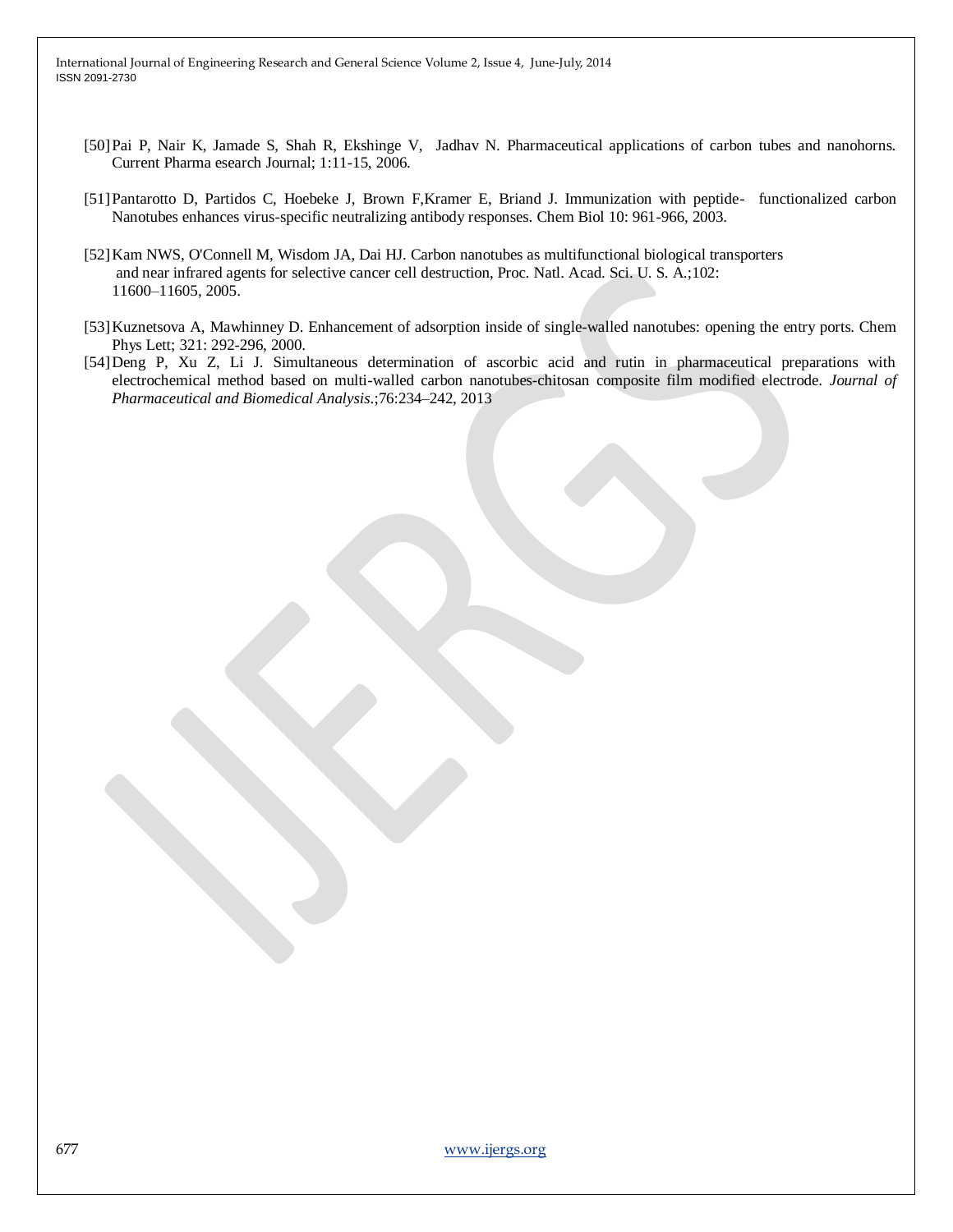[50] Pai P, Nair K, Jamade S, Shah R, Ekshinge V, Jadhav N. Pharmaceutical applications of carbon tubes and nanohorns. Current Pharma esearch Journal; 1:11-15, 2006.

[51] Pantarotto D, Partidos C, Hoebeke J, Brown F,Kramer E, Briand J. Immunization with peptide- functionalized carbon Nanotubes enhances virus-specific neutralizing antibody responses. Chem Biol 10: 961-966, 2003.

[52] Kam NWS, O'Connell M, Wisdom JA, Dai HJ. Carbon nanotubes as multifunctional biological transporters and near infrared agents for selective cancer cell destruction, Proc. Natl. Acad. Sci. U. S. A.;102: 11600–11605, 2005.

[53] Kuznetsova A, Mawhinney D. Enhancement of adsorption inside of single-walled nanotubes: opening the entry ports. Chem Phys Lett; 321: 292-296, 2000.

[54] Deng P, Xu Z, Li J. Simultaneous determination of ascorbic acid and rutin in pharmaceutical preparations with electrochemical method based on multi-walled carbon nanotubes-chitosan composite film modified electrode. *Journal of Pharmaceutical and Biomedical Analysis*.;76:234–242, 2013